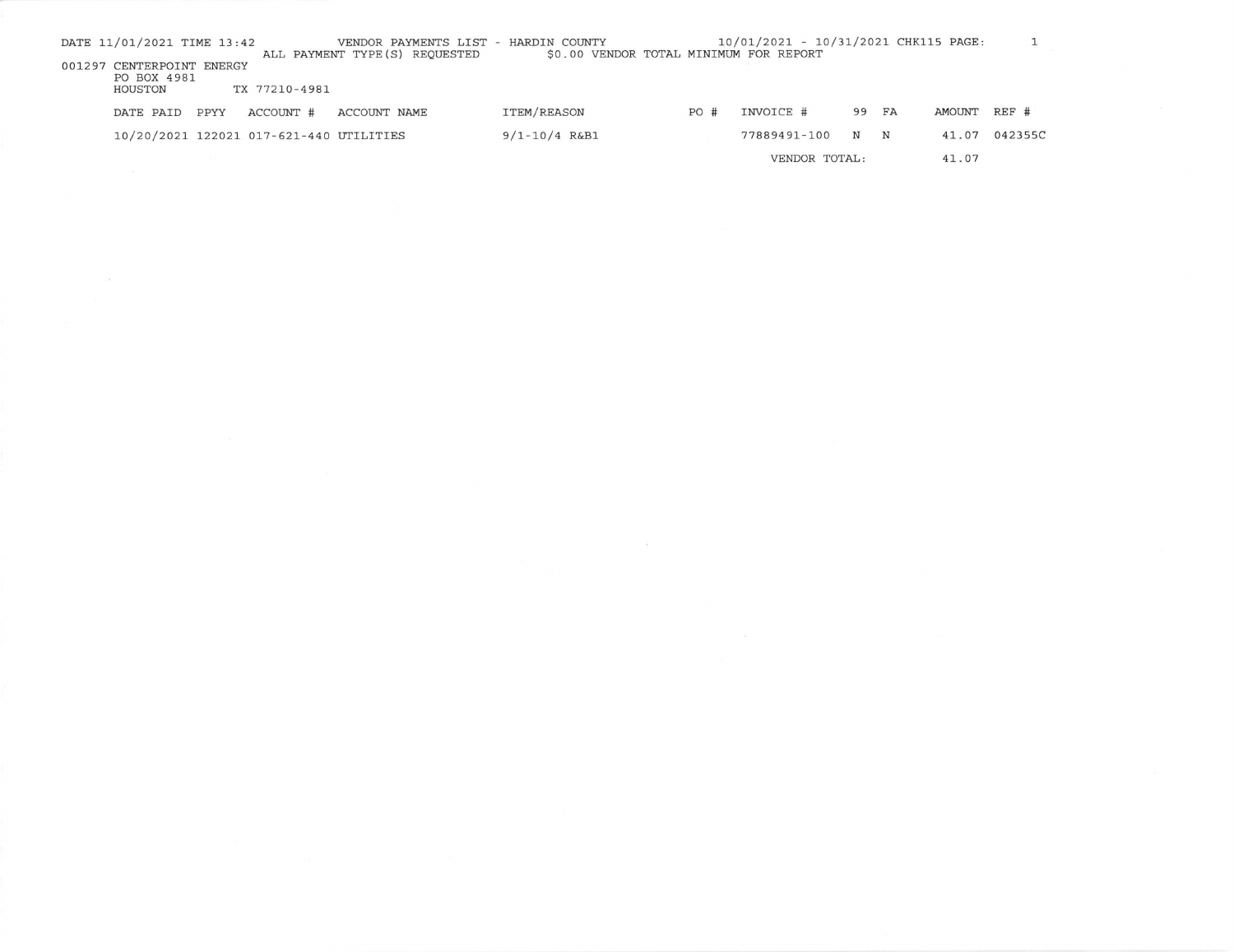DATE 11/01/2021 TIME 13:42 VENDOR PAYMENTS LIST - HARDIN COUNTY 10/01/2021 - 10/31/2021 CHK115

ALL PAYMENT TYPE(S) REQUESTED $0.00 VENDOR TOTAL MINIMUM FOR REPORT

001297 CENTERPOINT ENERGY
PO BOX 4981
HOUSTON TX 77210-4981

| DATE PAID | PPYY | ACCOUNT # | ACCOUNT NAME | ITEM/REASON | PO # | INVOICE # | 99 | FA | AMOUNT | REF # |
|---|---|---|---|---|---|---|---|---|---|---|
| 10/20/2021 | 122021 | 017-621-440 | UTILITIES | 9/1-10/4 R&B1 | | 77889491-100 | N | N | 41.07 | 042355C |
| | | | | | | VENDOR TOTAL: | | | 41.07 | |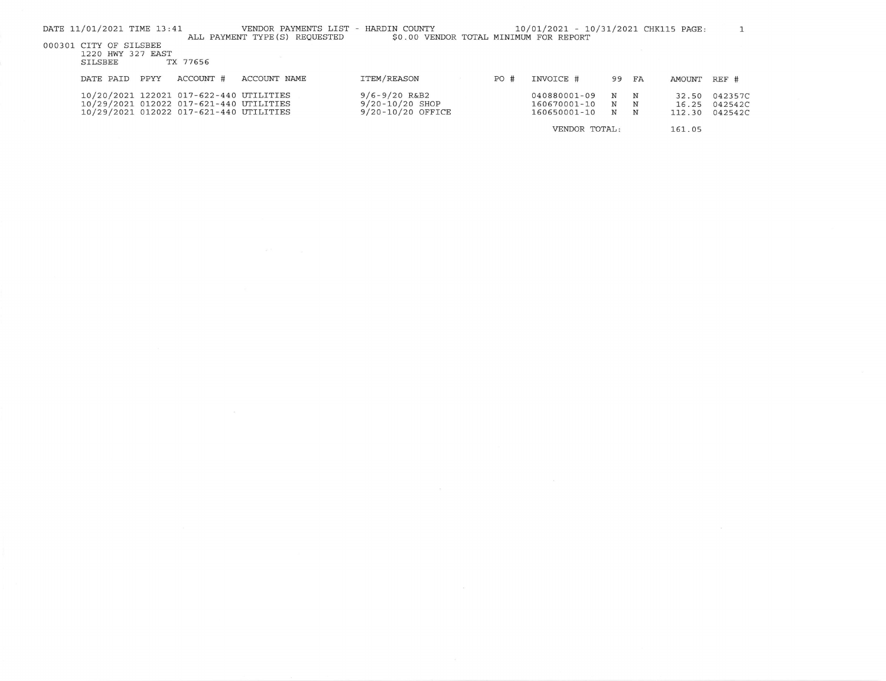DATE 11/01/2021 TIME 13:41 VENDOR PAYMENTS LIST - HARDIN COUNTY 10/01/2021 - 10/31/2021 CHK115 PAGE: 1

ALL PAYMENT TYPE(S) REQUESTED $0.00 VENDOR TOTAL MINIMUM FOR REPORT

000301 CITY OF SILSBEE
1220 HWY 327 EAST
SILSBEE TX 77656

| DATE PAID | PPYY | ACCOUNT # | ACCOUNT NAME | ITEM/REASON | PO # | INVOICE # | 99 | FA | AMOUNT | REF # |
|---|---|---|---|---|---|---|---|---|---|---|
| 10/20/2021 | 122021 | 017-622-440 | UTILITIES | 9/6-9/20 R&B2 | | 040880001-09 | N | N | 32.50 | 042357C |
| 10/29/2021 | 012022 | 017-621-440 | UTILITIES | 9/20-10/20 SHOP | | 160670001-10 | N | N | 16.25 | 042542C |
| 10/29/2021 | 012022 | 017-621-440 | UTILITIES | 9/20-10/20 OFFICE | | 160650001-10 | N | N | 112.30 | 042542C |
| | | | | | | VENDOR TOTAL: | | | 161.05 | |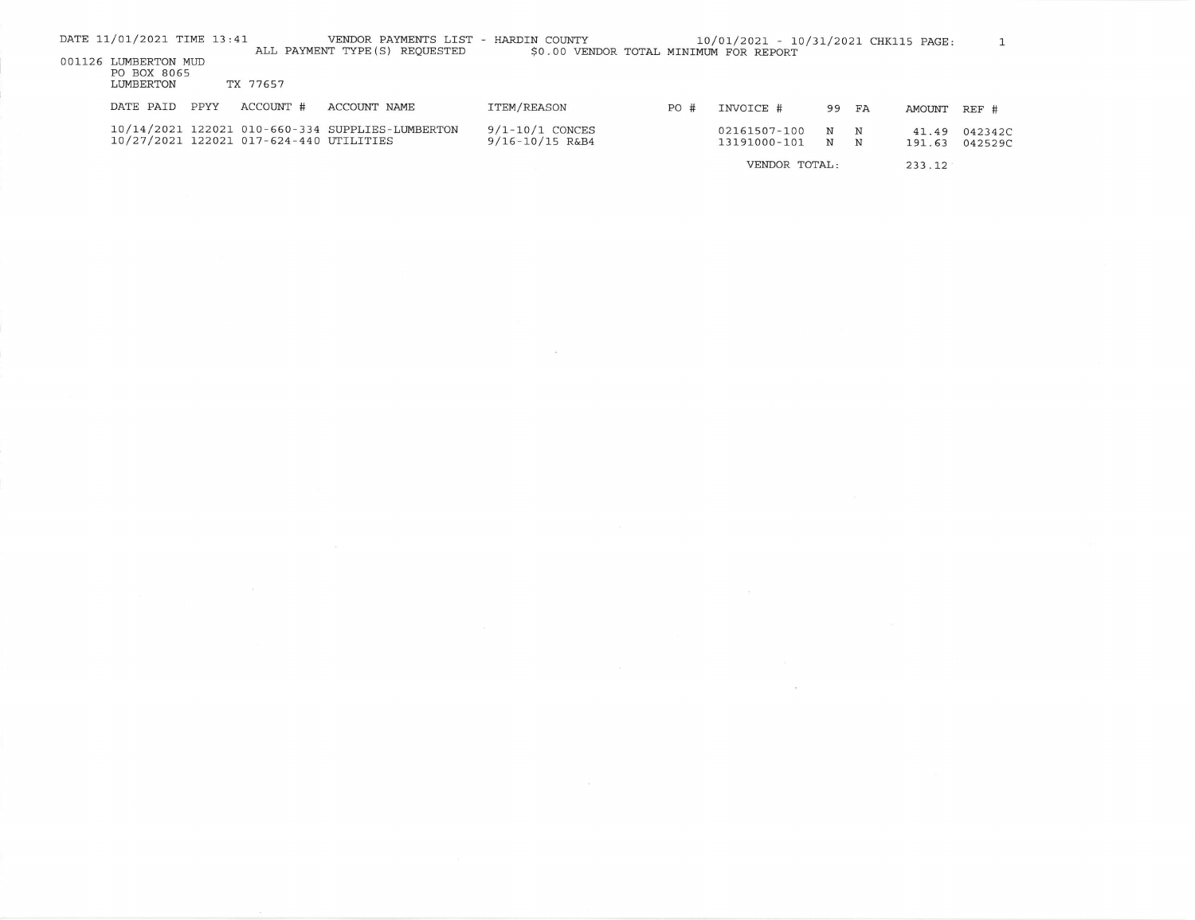DATE 11/01/2021 TIME 13:41 VENDOR PAYMENTS LIST - HARDIN COUNTY 10/01/2021 - 10/31/2021 CHK115 PAGE: 1

ALL PAYMENT TYPE(S) REQUESTED $0.00 VENDOR TOTAL MINIMUM FOR REPORT

001126 LUMBERTON MUD
PO BOX 8065
LUMBERTON TX 77657

| DATE PAID | PPYY | ACCOUNT # | ACCOUNT NAME | ITEM/REASON | PO # | INVOICE # | 99 | FA | AMOUNT | REF # |
|---|---|---|---|---|---|---|---|---|---|---|
| 10/14/2021 | 122021 | 010-660-334 | SUPPLIES-LUMBERTON | 9/1-10/1 CONCES | | 02161507-100 | N | N | 41.49 | 042342C |
| 10/27/2021 | 122021 | 017-624-440 | UTILITIES | 9/16-10/15 R&B4 | | 13191000-101 | N | N | 191.63 | 042529C |
| | | | | | | VENDOR TOTAL: | | | 233.12 | |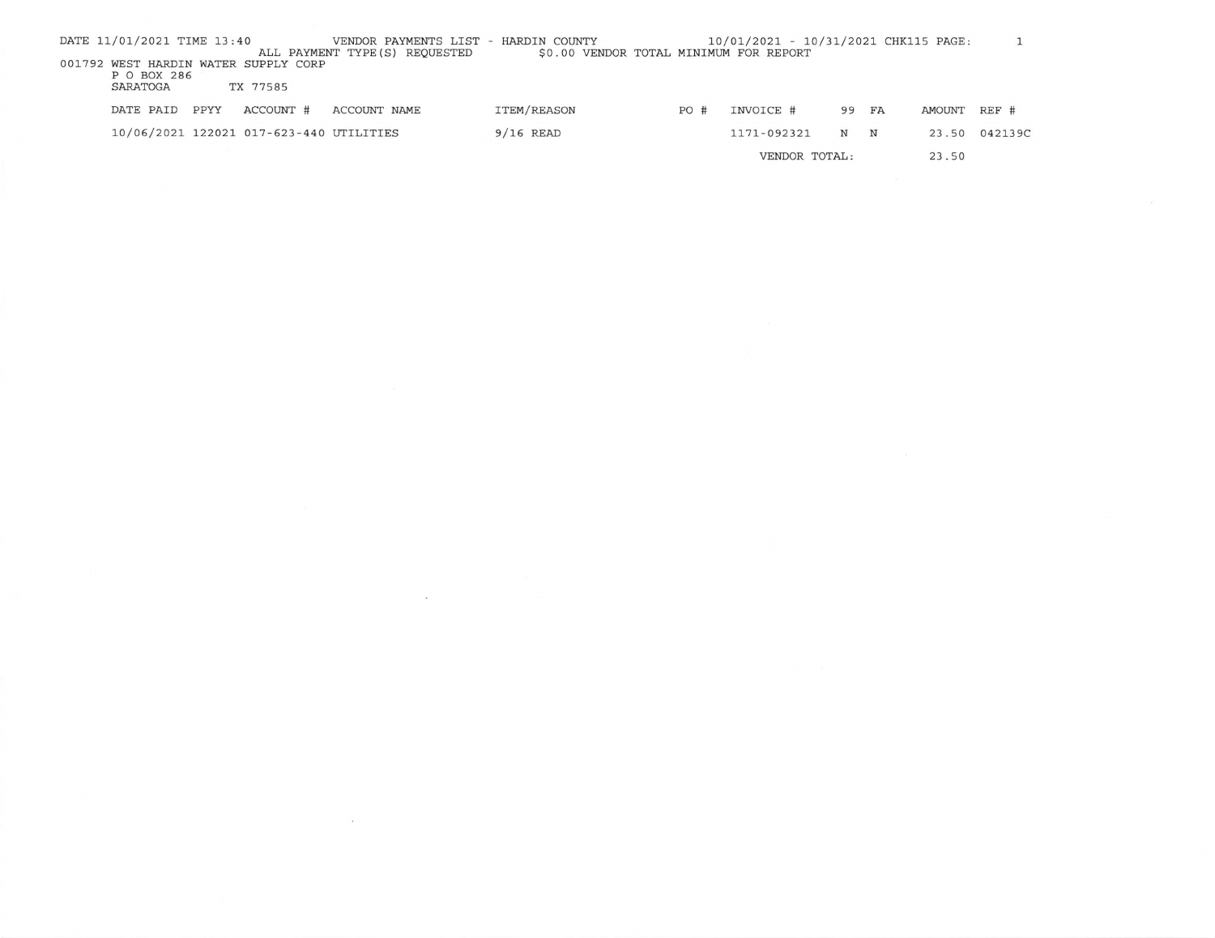DATE 11/01/2021 TIME 13:40 VENDOR PAYMENTS LIST - HARDIN COUNTY 10/01/2021 - 10/31/2021 CHK115 PAGE: 1

ALL PAYMENT TYPE(S) REQUESTED $0.00 VENDOR TOTAL MINIMUM FOR REPORT

001792 WEST HARDIN WATER SUPPLY CORP
P O BOX 286
SARATOGA TX 77585

| DATE PAID | PPYY | ACCOUNT # | ACCOUNT NAME | ITEM/REASON | PO # | INVOICE # | 99 | FA | AMOUNT | REF # |
|---|---|---|---|---|---|---|---|---|---|---|
| 10/06/2021 | 122021 | 017-623-440 | UTILITIES | 9/16 READ | | 1171-092321 | N | N | 23.50 | 042139C |
| | | | | | | VENDOR TOTAL: | | | 23.50 | |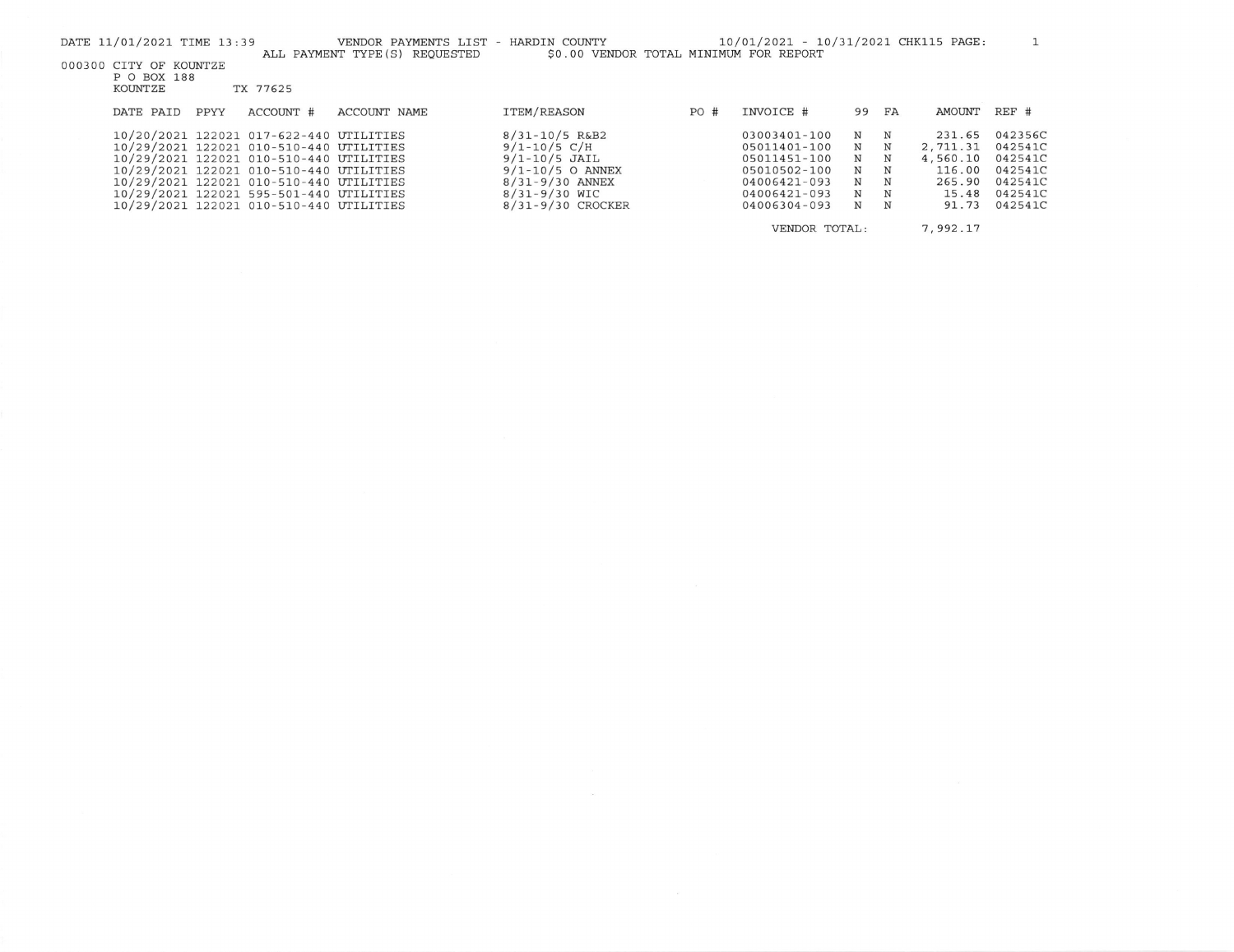DATE 11/01/2021 TIME 13:39 VENDOR PAYMENTS LIST - HARDIN COUNTY 10/01/2021 - 10/31/2021 CHK115 PAGE: 1

ALL PAYMENT TYPE(S) REQUESTED $0.00 VENDOR TOTAL MINIMUM FOR REPORT

000300 CITY OF KOUNTZE
P O BOX 188
KOUNTZE TX 77625

| DATE PAID | PPYY | ACCOUNT # | ACCOUNT NAME | ITEM/REASON | PO # | INVOICE # | 99 | FA | AMOUNT | REF # |
|---|---|---|---|---|---|---|---|---|---|---|
| 10/20/2021 | 122021 | 017-622-440 | UTILITIES | 8/31-10/5 R&B2 | | 03003401-100 | N | N | 231.65 | 042356C |
| 10/29/2021 | 122021 | 010-510-440 | UTILITIES | 9/1-10/5 C/H | | 05011401-100 | N | N | 2,711.31 | 042541C |
| 10/29/2021 | 122021 | 010-510-440 | UTILITIES | 9/1-10/5 JAIL | | 05011451-100 | N | N | 4,560.10 | 042541C |
| 10/29/2021 | 122021 | 010-510-440 | UTILITIES | 9/1-10/5 O ANNEX | | 05010502-100 | N | N | 116.00 | 042541C |
| 10/29/2021 | 122021 | 010-510-440 | UTILITIES | 8/31-9/30 ANNEX | | 04006421-093 | N | N | 265.90 | 042541C |
| 10/29/2021 | 122021 | 595-501-440 | UTILITIES | 8/31-9/30 WIC | | 04006421-093 | N | N | 15.48 | 042541C |
| 10/29/2021 | 122021 | 010-510-440 | UTILITIES | 8/31-9/30 CROCKER | | 04006304-093 | N | N | 91.73 | 042541C |
| | | | | | | VENDOR TOTAL: | | | 7,992.17 | |